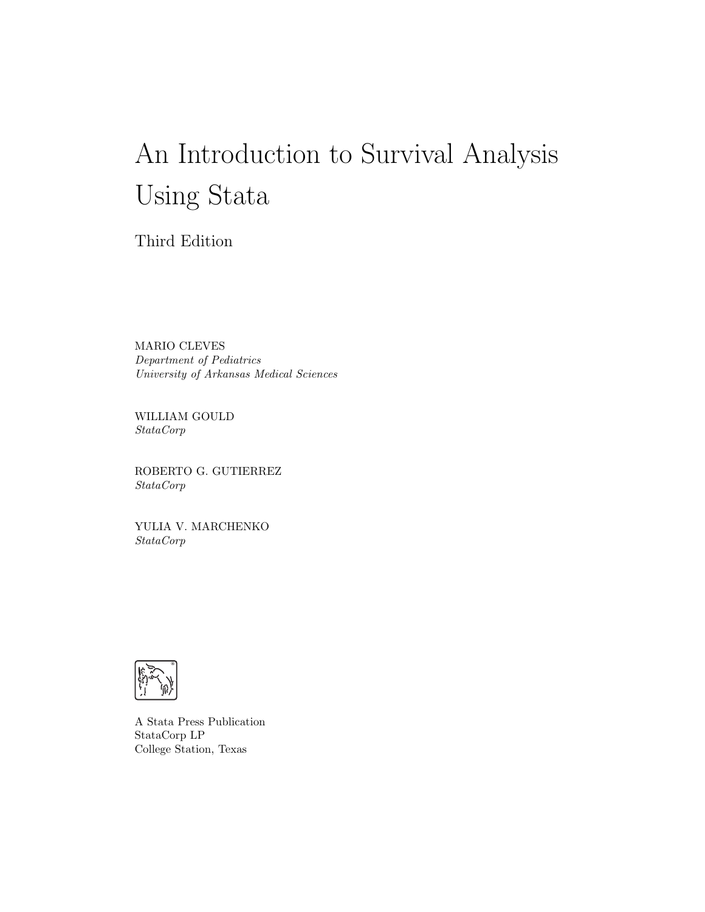# An Introduction to Survival Analysis Using Stata

Third Edition

MARIO CLEVES
*Department of Pediatrics*
*University of Arkansas Medical Sciences*

WILLIAM GOULD
*StataCorp*

ROBERTO G. GUTIERREZ
*StataCorp*

YULIA V. MARCHENKO
*StataCorp*

A Stata Press Publication
StataCorp LP
College Station, Texas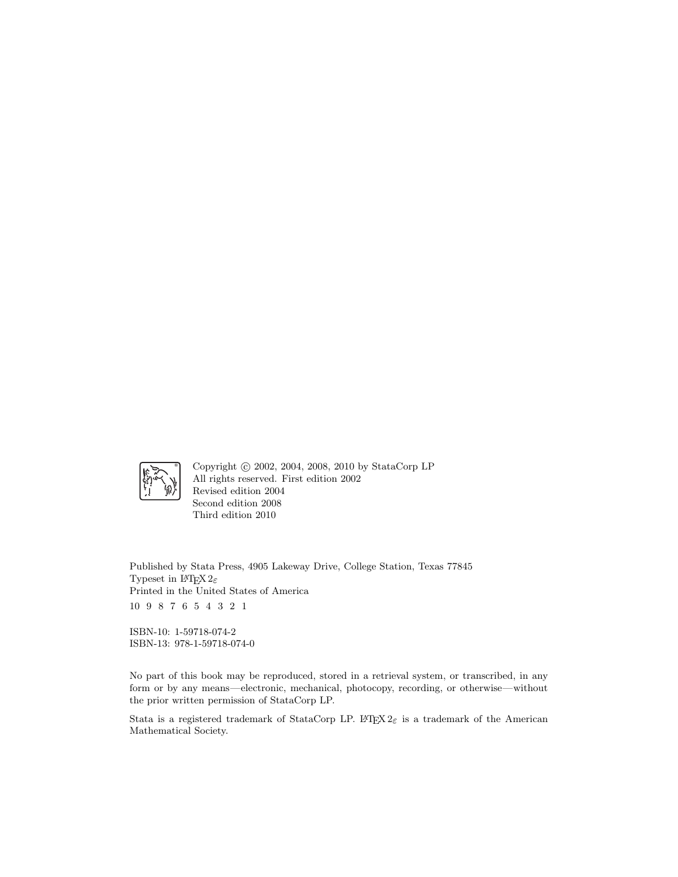Copyright © 2002, 2004, 2008, 2010 by StataCorp LP
All rights reserved. First edition 2002
Revised edition 2004
Second edition 2008
Third edition 2010

Published by Stata Press, 4905 Lakeway Drive, College Station, Texas 77845
Typeset in LaTeX $2_\varepsilon$
Printed in the United States of America
10 9 8 7 6 5 4 3 2 1

ISBN-10: 1-59718-074-2
ISBN-13: 978-1-59718-074-0

No part of this book may be reproduced, stored in a retrieval system, or transcribed, in any form or by any means—electronic, mechanical, photocopy, recording, or otherwise—without the prior written permission of StataCorp LP.

Stata is a registered trademark of StataCorp LP. LaTeX $2_\varepsilon$ is a trademark of the American Mathematical Society.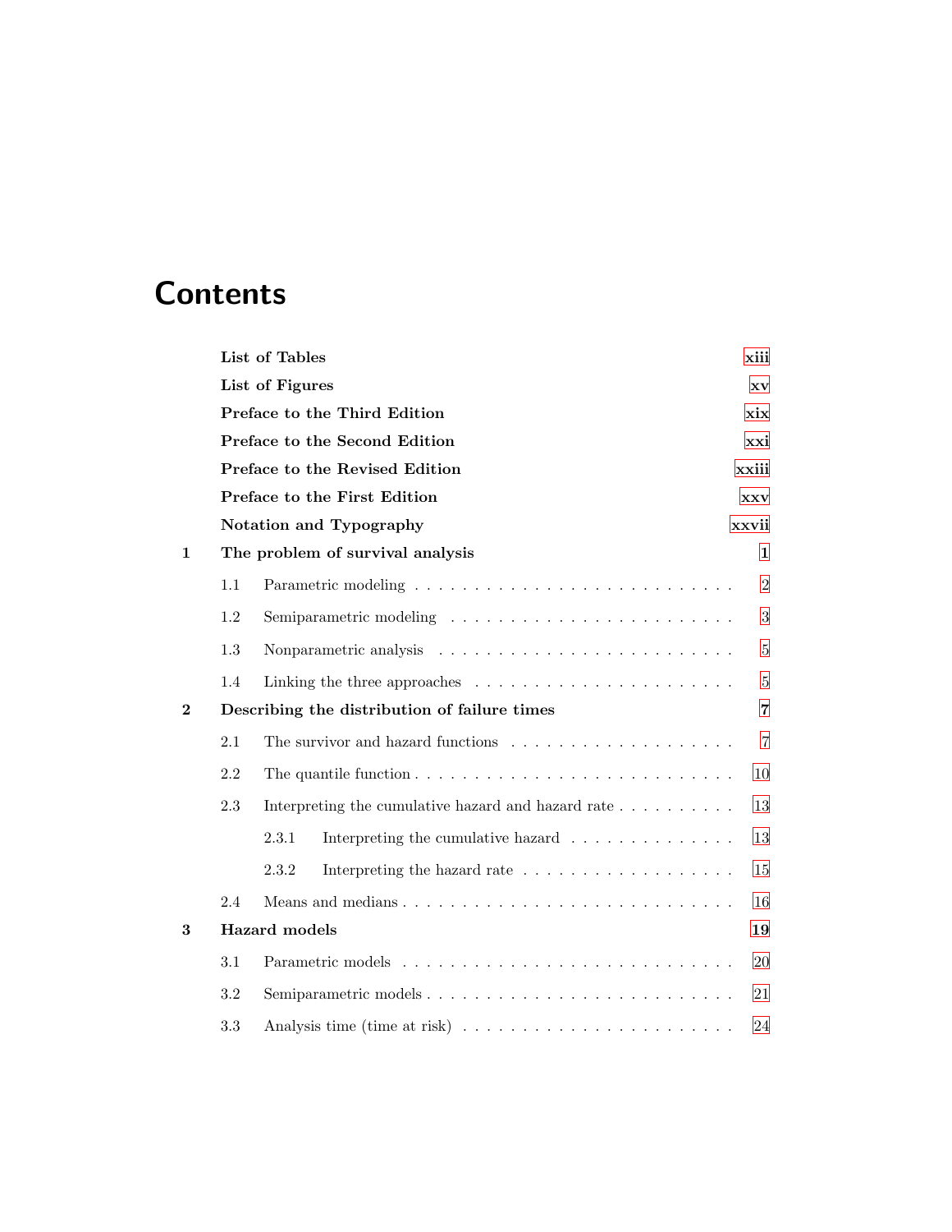# Contents

| | | |
|---|---|---|
| | **List of Tables** | **xiii** |
| | **List of Figures** | **xv** |
| | **Preface to the Third Edition** | **xix** |
| | **Preface to the Second Edition** | **xxi** |
| | **Preface to the Revised Edition** | **xxiii** |
| | **Preface to the First Edition** | **xxv** |
| | **Notation and Typography** | **xxvii** |
| **1** | **The problem of survival analysis** | **1** |
| | 1.1 Parametric modeling | 2 |
| | 1.2 Semiparametric modeling | 3 |
| | 1.3 Nonparametric analysis | 5 |
| | 1.4 Linking the three approaches | 5 |
| **2** | **Describing the distribution of failure times** | **7** |
| | 2.1 The survivor and hazard functions | 7 |
| | 2.2 The quantile function | 10 |
| | 2.3 Interpreting the cumulative hazard and hazard rate | 13 |
| | 2.3.1 Interpreting the cumulative hazard | 13 |
| | 2.3.2 Interpreting the hazard rate | 15 |
| | 2.4 Means and medians | 16 |
| **3** | **Hazard models** | **19** |
| | 3.1 Parametric models | 20 |
| | 3.2 Semiparametric models | 21 |
| | 3.3 Analysis time (time at risk) | 24 |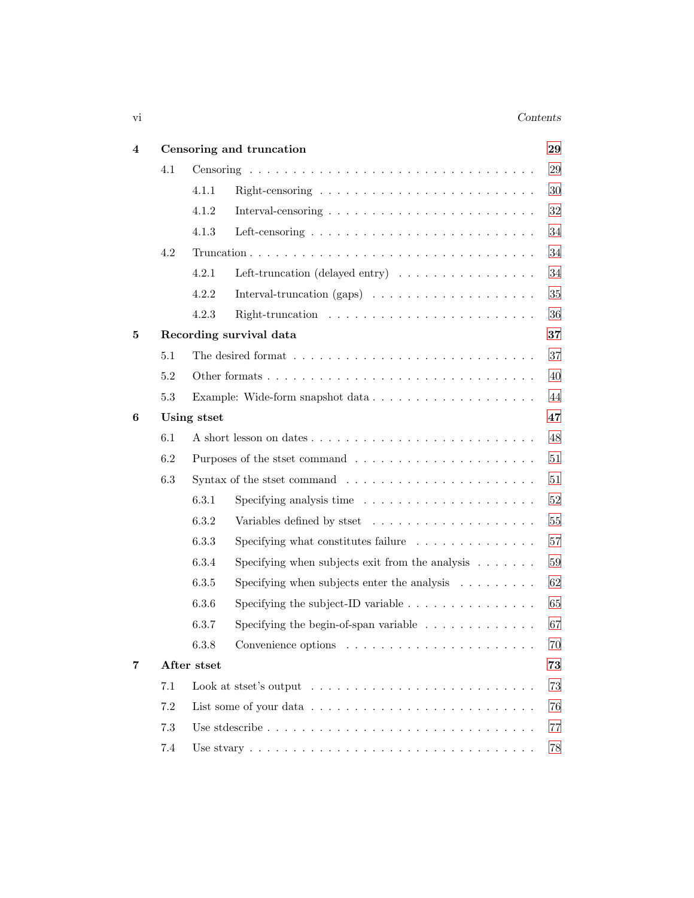**4 Censoring and truncation** **29**

- 4.1 Censoring . . . 29
  - 4.1.1 Right-censoring . . . 30
  - 4.1.2 Interval-censoring . . . 32
  - 4.1.3 Left-censoring . . . 34
- 4.2 Truncation . . . 34
  - 4.2.1 Left-truncation (delayed entry) . . . 34
  - 4.2.2 Interval-truncation (gaps) . . . 35
  - 4.2.3 Right-truncation . . . 36

**5 Recording survival data** **37**

- 5.1 The desired format . . . 37
- 5.2 Other formats . . . 40
- 5.3 Example: Wide-form snapshot data . . . 44

**6 Using stset** **47**

- 6.1 A short lesson on dates . . . 48
- 6.2 Purposes of the stset command . . . 51
- 6.3 Syntax of the stset command . . . 51
  - 6.3.1 Specifying analysis time . . . 52
  - 6.3.2 Variables defined by stset . . . 55
  - 6.3.3 Specifying what constitutes failure . . . 57
  - 6.3.4 Specifying when subjects exit from the analysis . . . 59
  - 6.3.5 Specifying when subjects enter the analysis . . . 62
  - 6.3.6 Specifying the subject-ID variable . . . 65
  - 6.3.7 Specifying the begin-of-span variable . . . 67
  - 6.3.8 Convenience options . . . 70

**7 After stset** **73**

- 7.1 Look at stset's output . . . 73
- 7.2 List some of your data . . . 76
- 7.3 Use stdescribe . . . 77
- 7.4 Use stvary . . . 78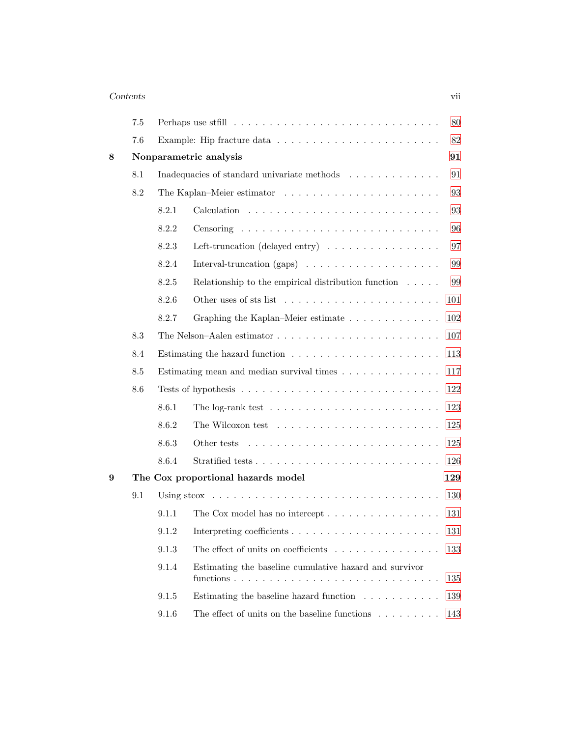7.5 Perhaps use stfill . . . . . . . . . . . . . . . . . . . . . . . . . . . 80

7.6 Example: Hip fracture data . . . . . . . . . . . . . . . . . . . . . . 82

**8 Nonparametric analysis** **91**

8.1 Inadequacies of standard univariate methods . . . . . . . . . . . . 91

8.2 The Kaplan–Meier estimator . . . . . . . . . . . . . . . . . . . . . 93

8.2.1 Calculation . . . . . . . . . . . . . . . . . . . . . . . . . . 93

8.2.2 Censoring . . . . . . . . . . . . . . . . . . . . . . . . . . . 96

8.2.3 Left-truncation (delayed entry) . . . . . . . . . . . . . . . . 97

8.2.4 Interval-truncation (gaps) . . . . . . . . . . . . . . . . . . . 99

8.2.5 Relationship to the empirical distribution function . . . . . 99

8.2.6 Other uses of sts list . . . . . . . . . . . . . . . . . . . . . 101

8.2.7 Graphing the Kaplan–Meier estimate . . . . . . . . . . . . . 102

8.3 The Nelson–Aalen estimator . . . . . . . . . . . . . . . . . . . . . 107

8.4 Estimating the hazard function . . . . . . . . . . . . . . . . . . . . 113

8.5 Estimating mean and median survival times . . . . . . . . . . . . . 117

8.6 Tests of hypothesis . . . . . . . . . . . . . . . . . . . . . . . . . . . 122

8.6.1 The log-rank test . . . . . . . . . . . . . . . . . . . . . . . 123

8.6.2 The Wilcoxon test . . . . . . . . . . . . . . . . . . . . . . . 125

8.6.3 Other tests . . . . . . . . . . . . . . . . . . . . . . . . . . . 125

8.6.4 Stratified tests . . . . . . . . . . . . . . . . . . . . . . . . . 126

**9 The Cox proportional hazards model** **129**

9.1 Using stcox . . . . . . . . . . . . . . . . . . . . . . . . . . . . . . . 130

9.1.1 The Cox model has no intercept . . . . . . . . . . . . . . . . 131

9.1.2 Interpreting coefficients . . . . . . . . . . . . . . . . . . . . 131

9.1.3 The effect of units on coefficients . . . . . . . . . . . . . . . 133

9.1.4 Estimating the baseline cumulative hazard and survivor functions . . . . . . . . . . . . . . . . . . . . . . . . . . . . . 135

9.1.5 Estimating the baseline hazard function . . . . . . . . . . . 139

9.1.6 The effect of units on the baseline functions . . . . . . . . . 143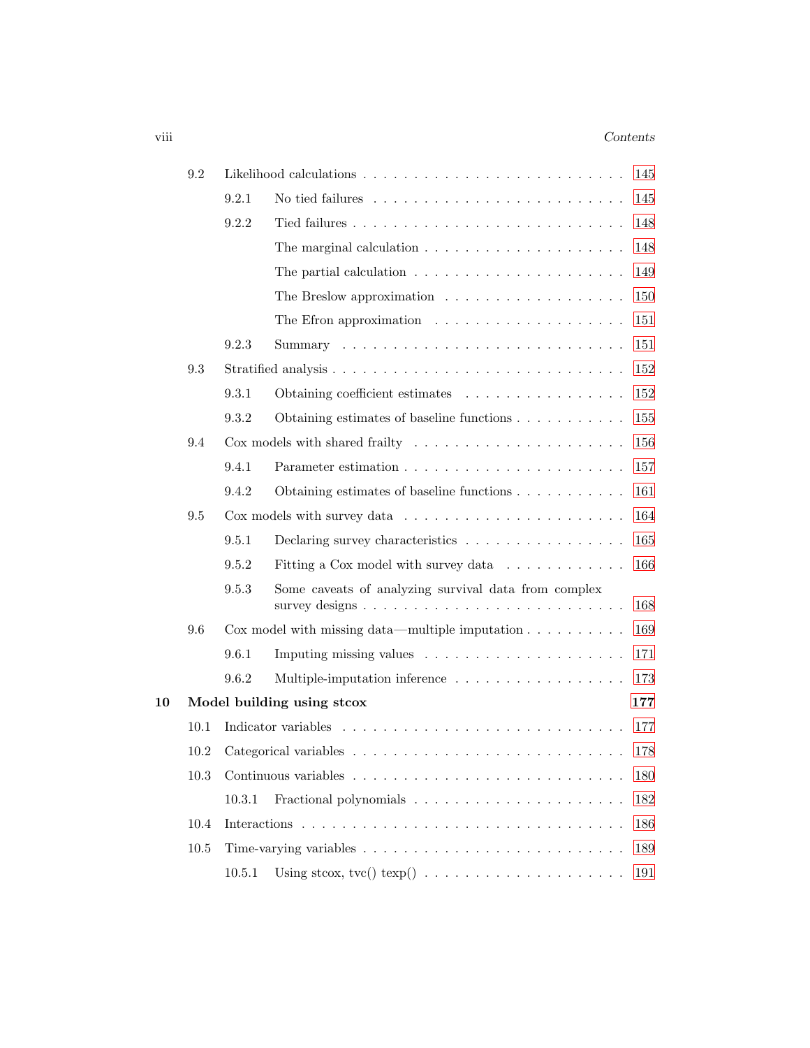| | | | |
|---|---|---|---|
| 9.2 | Likelihood calculations | | 145 |
| | 9.2.1 | No tied failures | 145 |
| | 9.2.2 | Tied failures | 148 |
| | | The marginal calculation | 148 |
| | | The partial calculation | 149 |
| | | The Breslow approximation | 150 |
| | | The Efron approximation | 151 |
| | 9.2.3 | Summary | 151 |
| 9.3 | Stratified analysis | | 152 |
| | 9.3.1 | Obtaining coefficient estimates | 152 |
| | 9.3.2 | Obtaining estimates of baseline functions | 155 |
| 9.4 | Cox models with shared frailty | | 156 |
| | 9.4.1 | Parameter estimation | 157 |
| | 9.4.2 | Obtaining estimates of baseline functions | 161 |
| 9.5 | Cox models with survey data | | 164 |
| | 9.5.1 | Declaring survey characteristics | 165 |
| | 9.5.2 | Fitting a Cox model with survey data | 166 |
| | 9.5.3 | Some caveats of analyzing survival data from complex survey designs | 168 |
| 9.6 | Cox model with missing data—multiple imputation | | 169 |
| | 9.6.1 | Imputing missing values | 171 |
| | 9.6.2 | Multiple-imputation inference | 173 |

**10 Model building using stcox** **177**

| | | | |
|---|---|---|---|
| 10.1 | Indicator variables | | 177 |
| 10.2 | Categorical variables | | 178 |
| 10.3 | Continuous variables | | 180 |
| | 10.3.1 | Fractional polynomials | 182 |
| 10.4 | Interactions | | 186 |
| 10.5 | Time-varying variables | | 189 |
| | 10.5.1 | Using stcox, tvc() texp() | 191 |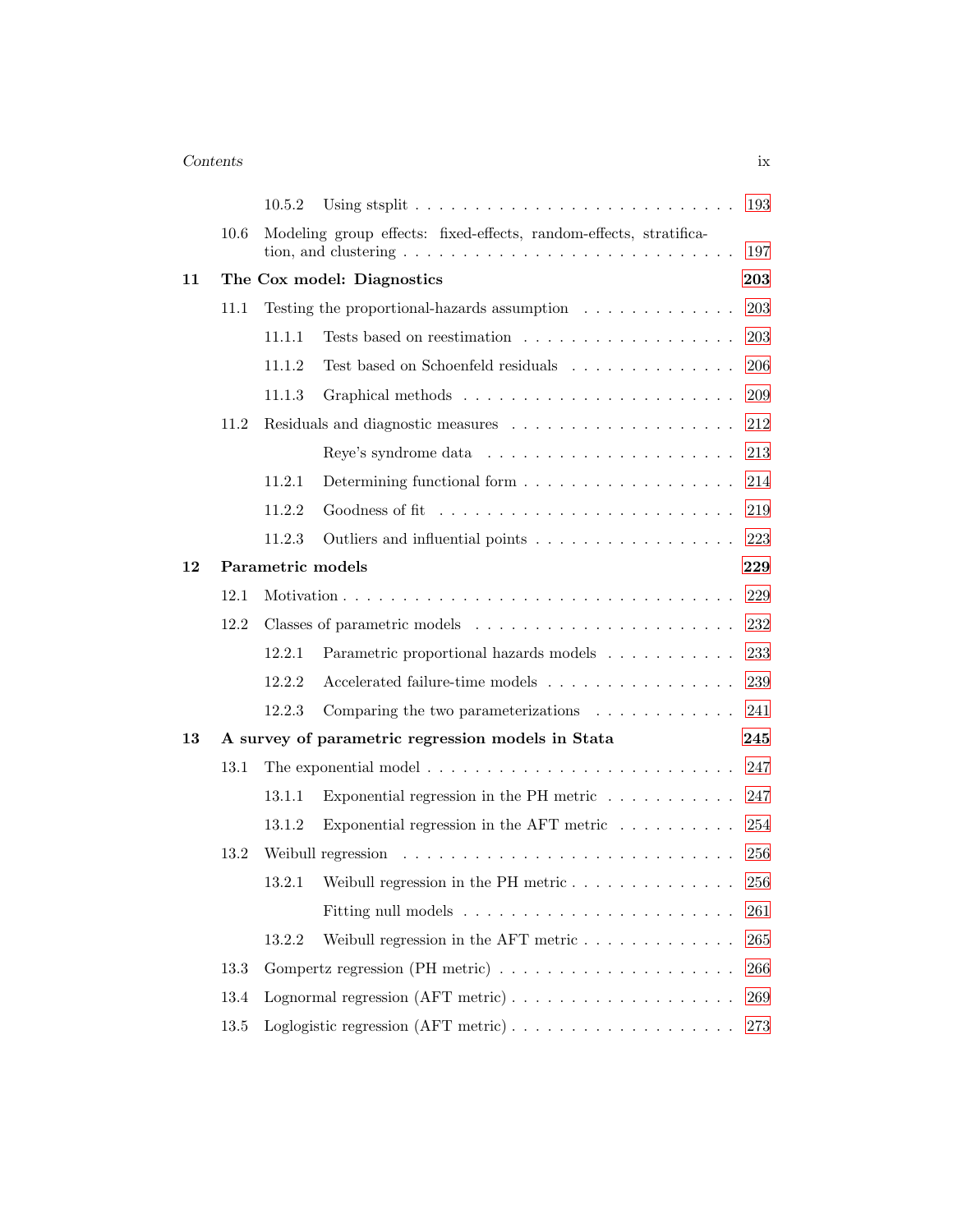10.5.2 Using stsplit . . . . . . . . . . . . . . . . . . . . . . . . . . 193

10.6 Modeling group effects: fixed-effects, random-effects, stratification, and clustering . . . . . . . . . . . . . . . . . . . . . . . . . . 197

**11 The Cox model: Diagnostics** **203**

11.1 Testing the proportional-hazards assumption . . . . . . . . . . . . 203

11.1.1 Tests based on reestimation . . . . . . . . . . . . . . . . . 203

11.1.2 Test based on Schoenfeld residuals . . . . . . . . . . . . . 206

11.1.3 Graphical methods . . . . . . . . . . . . . . . . . . . . . 209

11.2 Residuals and diagnostic measures . . . . . . . . . . . . . . . . . 212

Reye's syndrome data . . . . . . . . . . . . . . . . . . . 213

11.2.1 Determining functional form . . . . . . . . . . . . . . . . . 214

11.2.2 Goodness of fit . . . . . . . . . . . . . . . . . . . . . . . 219

11.2.3 Outliers and influential points . . . . . . . . . . . . . . . . 223

**12 Parametric models** **229**

12.1 Motivation . . . . . . . . . . . . . . . . . . . . . . . . . . . . . . 229

12.2 Classes of parametric models . . . . . . . . . . . . . . . . . . . . 232

12.2.1 Parametric proportional hazards models . . . . . . . . . . 233

12.2.2 Accelerated failure-time models . . . . . . . . . . . . . . . 239

12.2.3 Comparing the two parameterizations . . . . . . . . . . . 241

**13 A survey of parametric regression models in Stata** **245**

13.1 The exponential model . . . . . . . . . . . . . . . . . . . . . . . . 247

13.1.1 Exponential regression in the PH metric . . . . . . . . . . 247

13.1.2 Exponential regression in the AFT metric . . . . . . . . . 254

13.2 Weibull regression . . . . . . . . . . . . . . . . . . . . . . . . . . 256

13.2.1 Weibull regression in the PH metric . . . . . . . . . . . . . 256

Fitting null models . . . . . . . . . . . . . . . . . . . . . 261

13.2.2 Weibull regression in the AFT metric . . . . . . . . . . . . 265

13.3 Gompertz regression (PH metric) . . . . . . . . . . . . . . . . . . 266

13.4 Lognormal regression (AFT metric) . . . . . . . . . . . . . . . . . 269

13.5 Loglogistic regression (AFT metric) . . . . . . . . . . . . . . . . . 273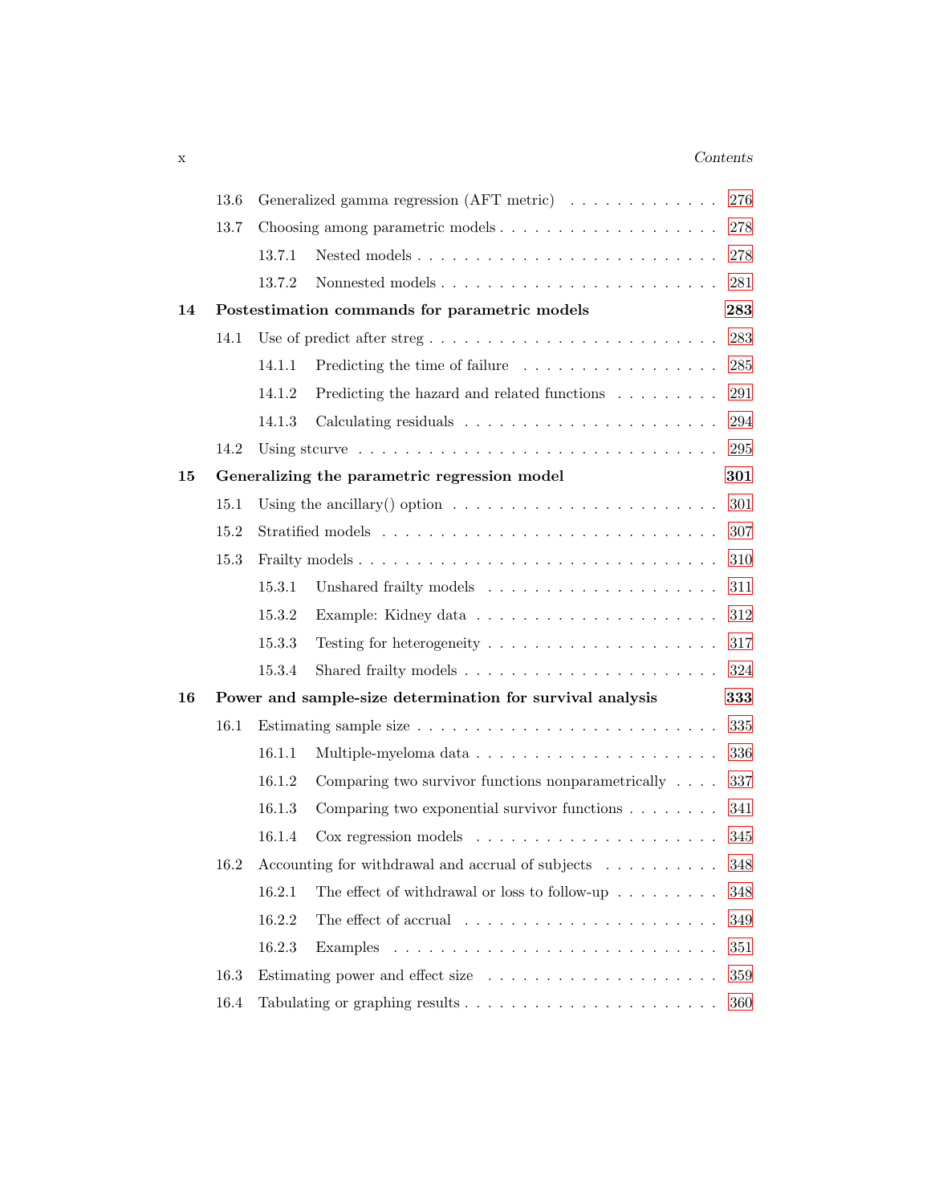13.6 Generalized gamma regression (AFT metric) . . . . . . . . . . . . . 276

13.7 Choosing among parametric models . . . . . . . . . . . . . . . . . . . 278

13.7.1 Nested models . . . . . . . . . . . . . . . . . . . . . . . . . 278

13.7.2 Nonnested models . . . . . . . . . . . . . . . . . . . . . . . 281

**14 Postestimation commands for parametric models 283**

14.1 Use of predict after streg . . . . . . . . . . . . . . . . . . . . . . . . 283

14.1.1 Predicting the time of failure . . . . . . . . . . . . . . . . . 285

14.1.2 Predicting the hazard and related functions . . . . . . . . . 291

14.1.3 Calculating residuals . . . . . . . . . . . . . . . . . . . . . . 294

14.2 Using stcurve . . . . . . . . . . . . . . . . . . . . . . . . . . . . . . 295

**15 Generalizing the parametric regression model 301**

15.1 Using the ancillary() option . . . . . . . . . . . . . . . . . . . . . . 301

15.2 Stratified models . . . . . . . . . . . . . . . . . . . . . . . . . . . . 307

15.3 Frailty models . . . . . . . . . . . . . . . . . . . . . . . . . . . . . . 310

15.3.1 Unshared frailty models . . . . . . . . . . . . . . . . . . . . 311

15.3.2 Example: Kidney data . . . . . . . . . . . . . . . . . . . . . 312

15.3.3 Testing for heterogeneity . . . . . . . . . . . . . . . . . . . . 317

15.3.4 Shared frailty models . . . . . . . . . . . . . . . . . . . . . . 324

**16 Power and sample-size determination for survival analysis 333**

16.1 Estimating sample size . . . . . . . . . . . . . . . . . . . . . . . . . 335

16.1.1 Multiple-myeloma data . . . . . . . . . . . . . . . . . . . . . 336

16.1.2 Comparing two survivor functions nonparametrically . . . . 337

16.1.3 Comparing two exponential survivor functions . . . . . . . . 341

16.1.4 Cox regression models . . . . . . . . . . . . . . . . . . . . . 345

16.2 Accounting for withdrawal and accrual of subjects . . . . . . . . . . 348

16.2.1 The effect of withdrawal or loss to follow-up . . . . . . . . . 348

16.2.2 The effect of accrual . . . . . . . . . . . . . . . . . . . . . . 349

16.2.3 Examples . . . . . . . . . . . . . . . . . . . . . . . . . . . . 351

16.3 Estimating power and effect size . . . . . . . . . . . . . . . . . . . . 359

16.4 Tabulating or graphing results . . . . . . . . . . . . . . . . . . . . . 360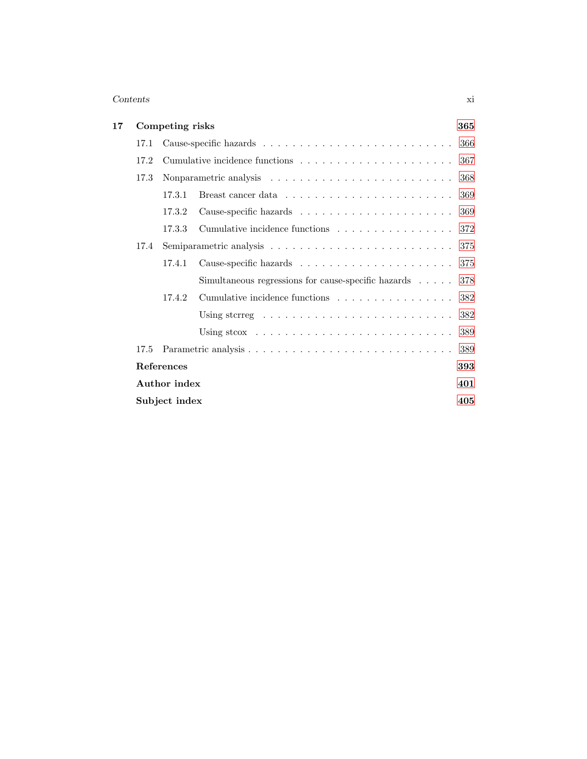**17 Competing risks** 365

- 17.1 Cause-specific hazards . . . . . . . . . . . . . . . . . . . . . . . . . . 366
- 17.2 Cumulative incidence functions . . . . . . . . . . . . . . . . . . . . . 367
- 17.3 Nonparametric analysis . . . . . . . . . . . . . . . . . . . . . . . . . 368
  - 17.3.1 Breast cancer data . . . . . . . . . . . . . . . . . . . . . . 369
  - 17.3.2 Cause-specific hazards . . . . . . . . . . . . . . . . . . . . 369
  - 17.3.3 Cumulative incidence functions . . . . . . . . . . . . . . . 372
- 17.4 Semiparametric analysis . . . . . . . . . . . . . . . . . . . . . . . . 375
  - 17.4.1 Cause-specific hazards . . . . . . . . . . . . . . . . . . . . 375
    - Simultaneous regressions for cause-specific hazards . . . . . 378
  - 17.4.2 Cumulative incidence functions . . . . . . . . . . . . . . . 382
    - Using stcrreg . . . . . . . . . . . . . . . . . . . . . . . . . 382
    - Using stcox . . . . . . . . . . . . . . . . . . . . . . . . . . 389
- 17.5 Parametric analysis . . . . . . . . . . . . . . . . . . . . . . . . . . 389

**References** 393

**Author index** 401

**Subject index** 405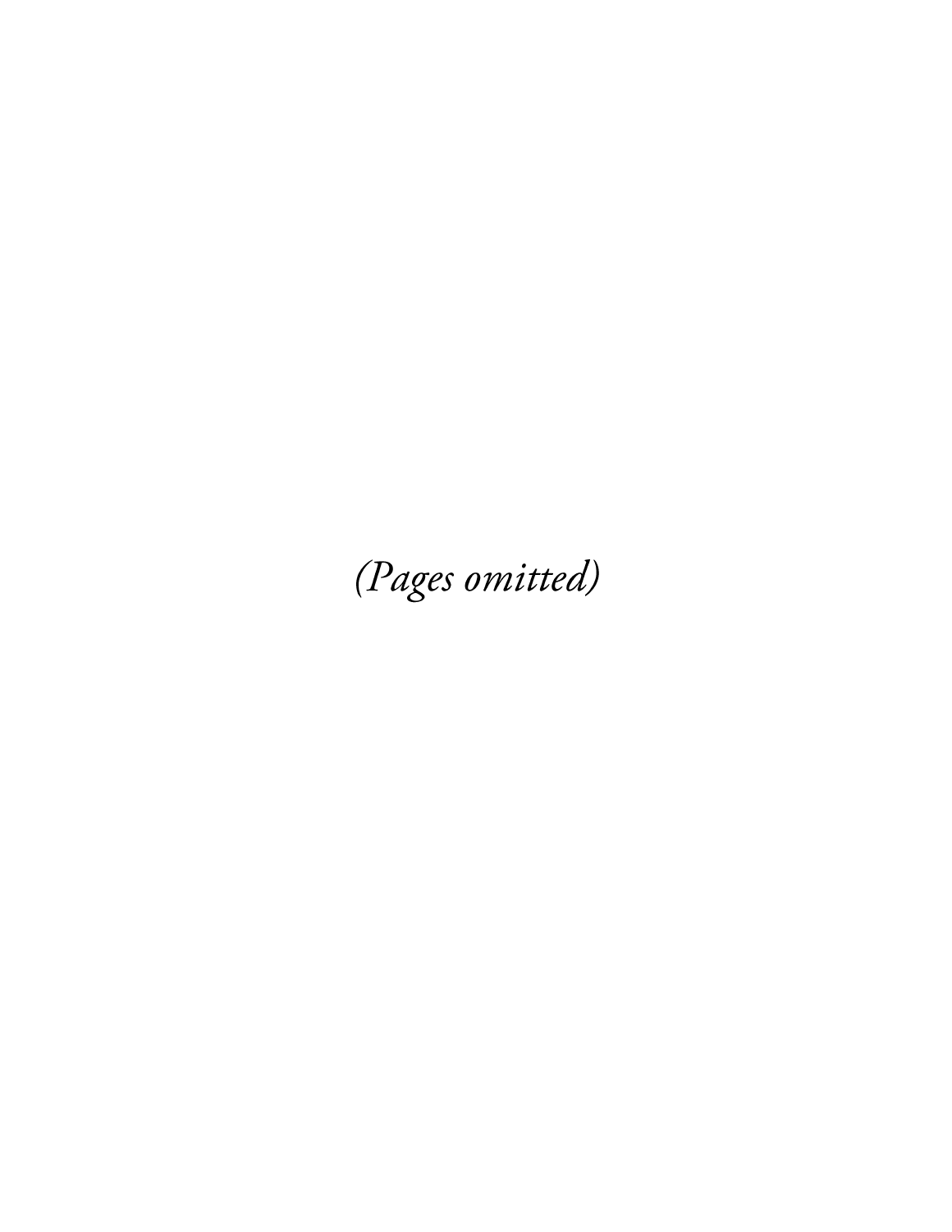*(Pages omitted)*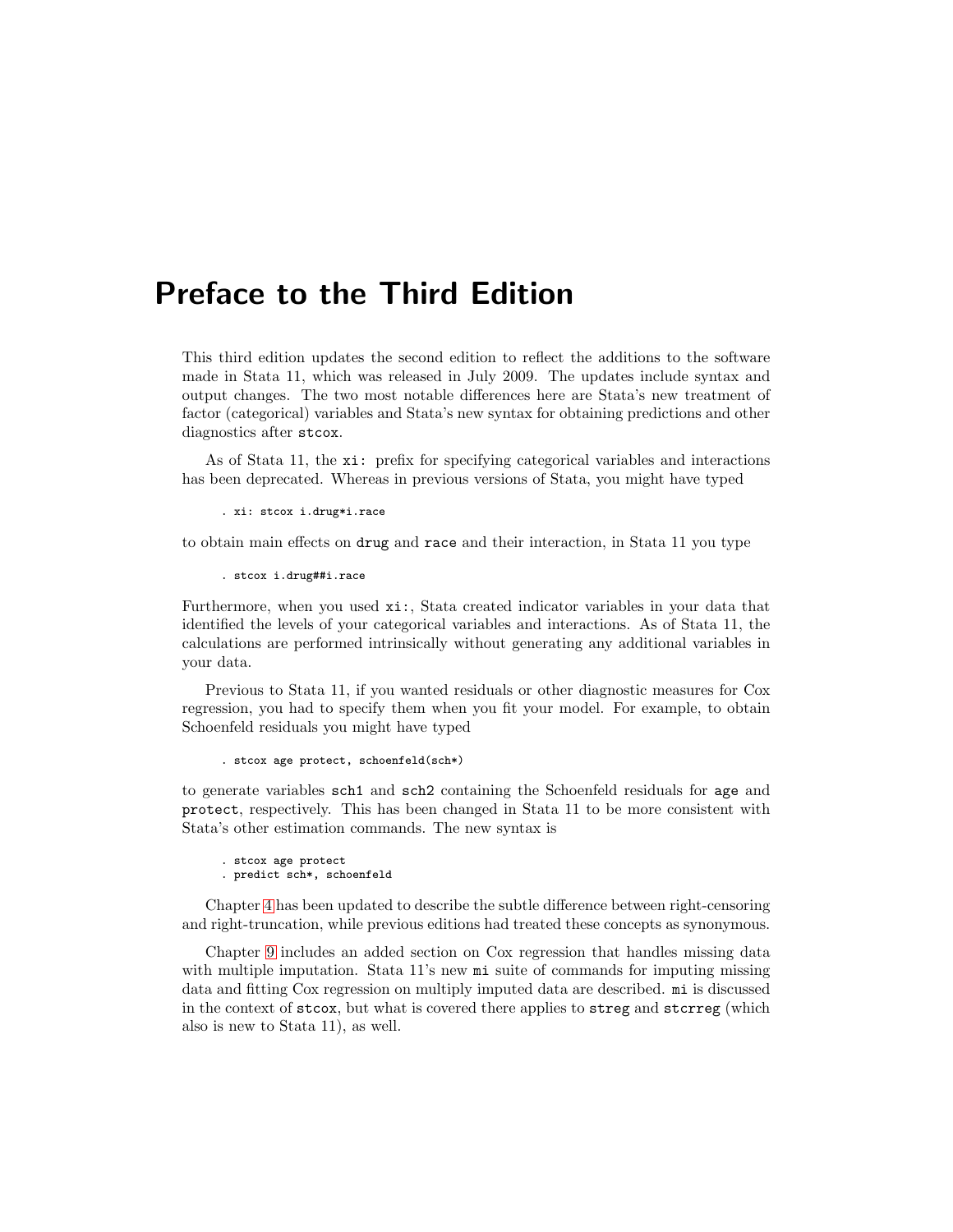# Preface to the Third Edition

This third edition updates the second edition to reflect the additions to the software made in Stata 11, which was released in July 2009. The updates include syntax and output changes. The two most notable differences here are Stata's new treatment of factor (categorical) variables and Stata's new syntax for obtaining predictions and other diagnostics after `stcox`.

As of Stata 11, the `xi:` prefix for specifying categorical variables and interactions has been deprecated. Whereas in previous versions of Stata, you might have typed

```
. xi: stcox i.drug*i.race
```

to obtain main effects on `drug` and `race` and their interaction, in Stata 11 you type

```
. stcox i.drug##i.race
```

Furthermore, when you used `xi:`, Stata created indicator variables in your data that identified the levels of your categorical variables and interactions. As of Stata 11, the calculations are performed intrinsically without generating any additional variables in your data.

Previous to Stata 11, if you wanted residuals or other diagnostic measures for Cox regression, you had to specify them when you fit your model. For example, to obtain Schoenfeld residuals you might have typed

```
. stcox age protect, schoenfeld(sch*)
```

to generate variables `sch1` and `sch2` containing the Schoenfeld residuals for `age` and `protect`, respectively. This has been changed in Stata 11 to be more consistent with Stata's other estimation commands. The new syntax is

```
. stcox age protect
. predict sch*, schoenfeld
```

Chapter 4 has been updated to describe the subtle difference between right-censoring and right-truncation, while previous editions had treated these concepts as synonymous.

Chapter 9 includes an added section on Cox regression that handles missing data with multiple imputation. Stata 11's new `mi` suite of commands for imputing missing data and fitting Cox regression on multiply imputed data are described. `mi` is discussed in the context of `stcox`, but what is covered there applies to `streg` and `stcrreg` (which also is new to Stata 11), as well.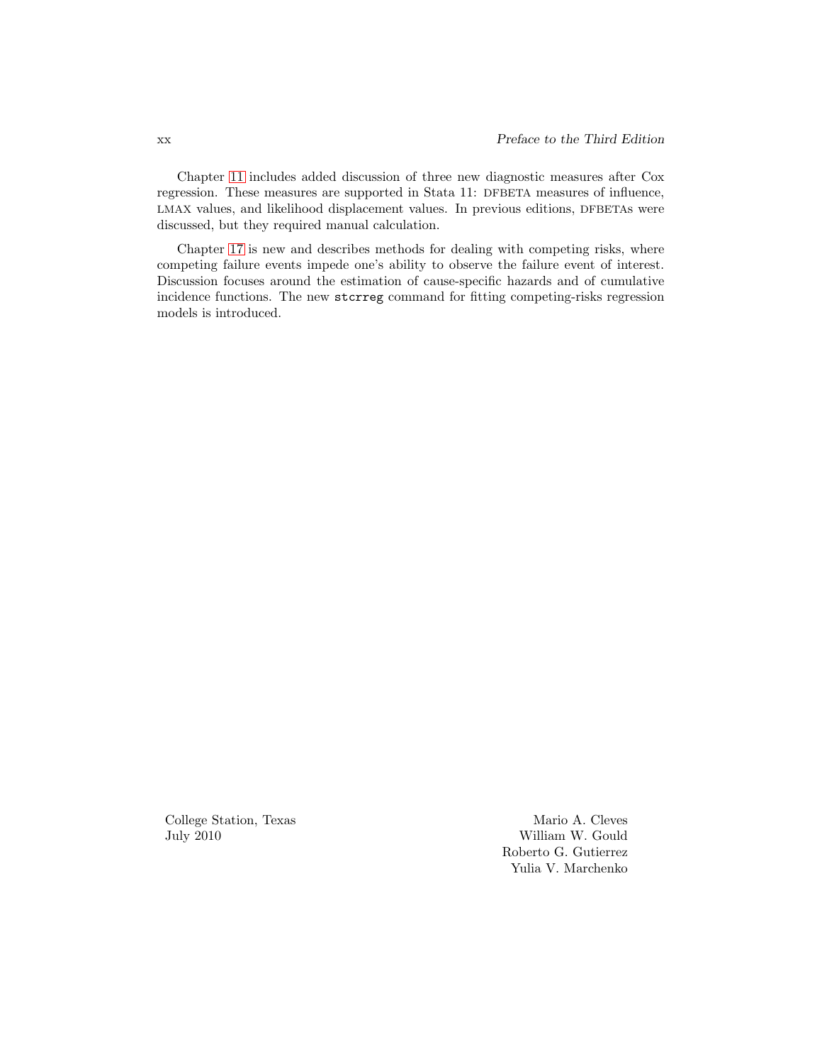Chapter 11 includes added discussion of three new diagnostic measures after Cox regression. These measures are supported in Stata 11: DFBETA measures of influence, LMAX values, and likelihood displacement values. In previous editions, DFBETAs were discussed, but they required manual calculation.

Chapter 17 is new and describes methods for dealing with competing risks, where competing failure events impede one's ability to observe the failure event of interest. Discussion focuses around the estimation of cause-specific hazards and of cumulative incidence functions. The new `stcrreg` command for fitting competing-risks regression models is introduced.

College Station, Texas
July 2010

Mario A. Cleves
William W. Gould
Roberto G. Gutierrez
Yulia V. Marchenko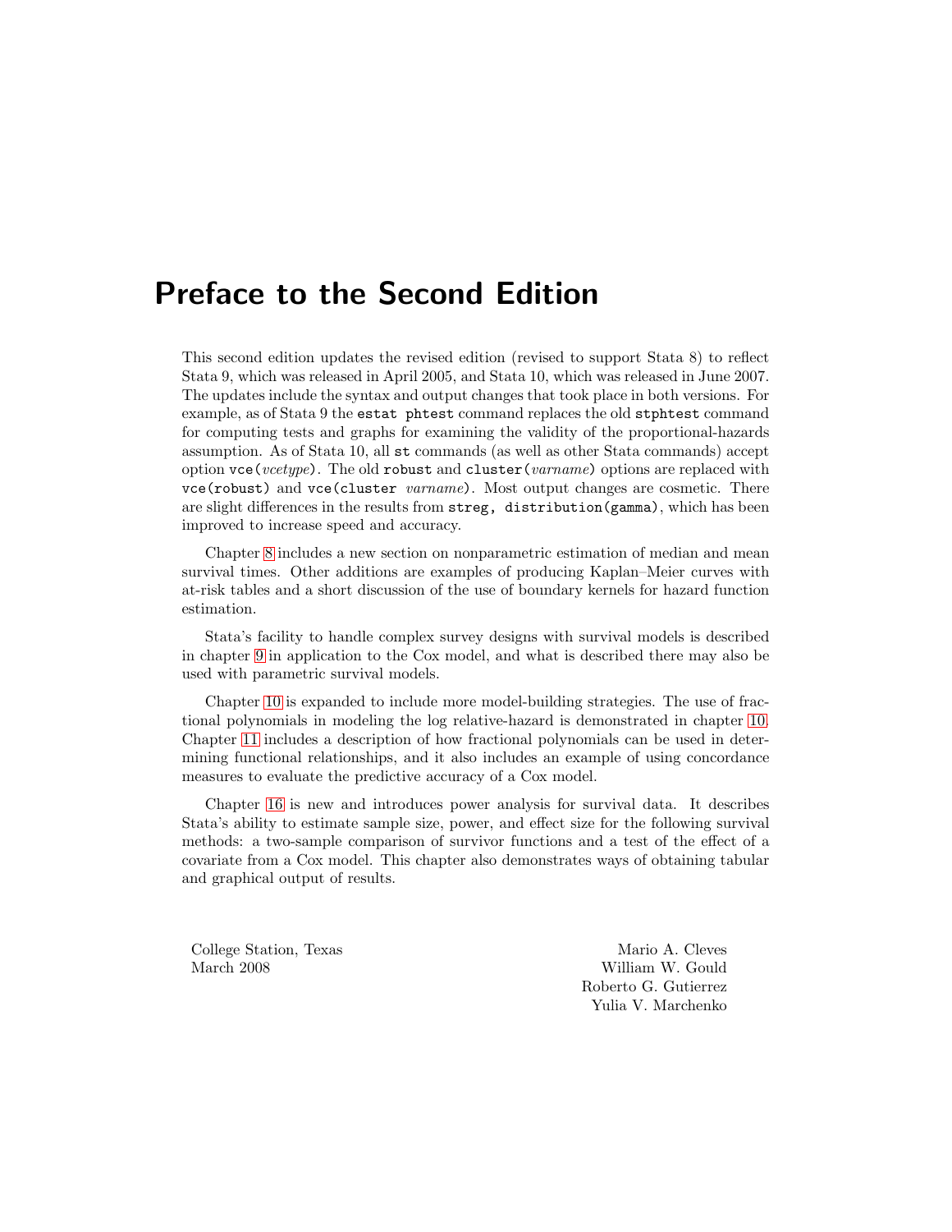# Preface to the Second Edition

This second edition updates the revised edition (revised to support Stata 8) to reflect Stata 9, which was released in April 2005, and Stata 10, which was released in June 2007. The updates include the syntax and output changes that took place in both versions. For example, as of Stata 9 the `estat phtest` command replaces the old `stphtest` command for computing tests and graphs for examining the validity of the proportional-hazards assumption. As of Stata 10, all `st` commands (as well as other Stata commands) accept option `vce(`*vcetype*`)`. The old `robust` and `cluster(`*varname*`)` options are replaced with `vce(robust)` and `vce(cluster` *varname*`)`. Most output changes are cosmetic. There are slight differences in the results from `streg, distribution(gamma)`, which has been improved to increase speed and accuracy.

Chapter 8 includes a new section on nonparametric estimation of median and mean survival times. Other additions are examples of producing Kaplan–Meier curves with at-risk tables and a short discussion of the use of boundary kernels for hazard function estimation.

Stata's facility to handle complex survey designs with survival models is described in chapter 9 in application to the Cox model, and what is described there may also be used with parametric survival models.

Chapter 10 is expanded to include more model-building strategies. The use of fractional polynomials in modeling the log relative-hazard is demonstrated in chapter 10. Chapter 11 includes a description of how fractional polynomials can be used in determining functional relationships, and it also includes an example of using concordance measures to evaluate the predictive accuracy of a Cox model.

Chapter 16 is new and introduces power analysis for survival data. It describes Stata's ability to estimate sample size, power, and effect size for the following survival methods: a two-sample comparison of survivor functions and a test of the effect of a covariate from a Cox model. This chapter also demonstrates ways of obtaining tabular and graphical output of results.

College Station, Texas
March 2008

Mario A. Cleves
William W. Gould
Roberto G. Gutierrez
Yulia V. Marchenko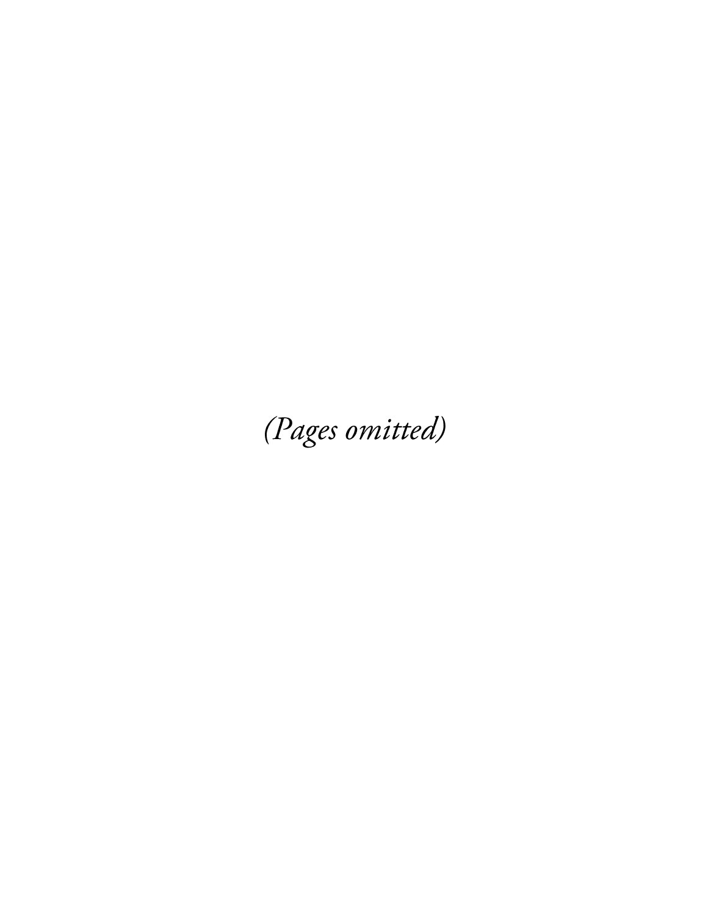*(Pages omitted)*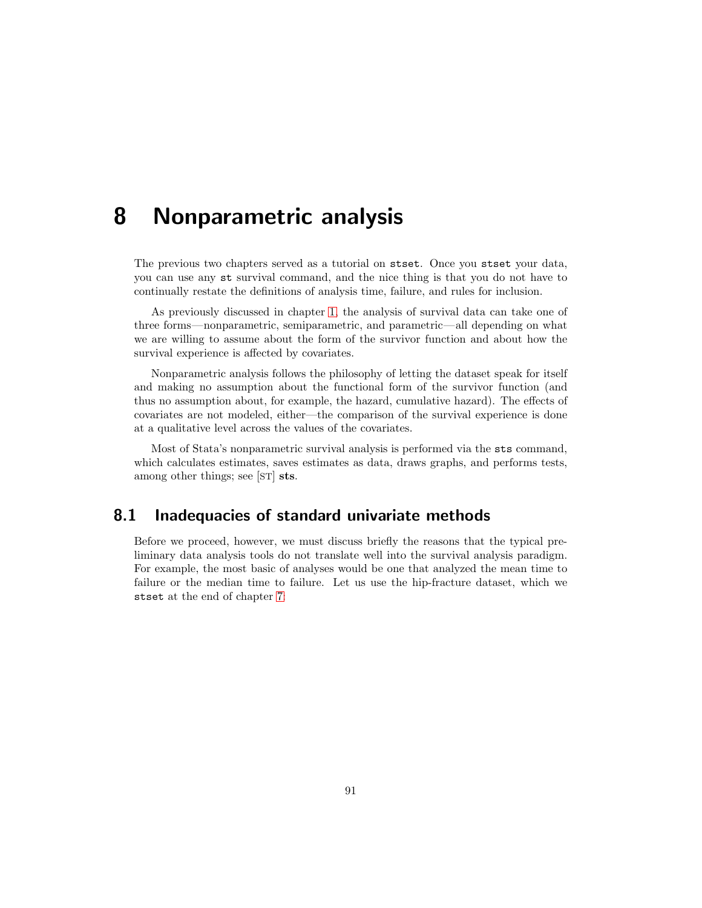# 8 Nonparametric analysis

The previous two chapters served as a tutorial on `stset`. Once you `stset` your data, you can use any `st` survival command, and the nice thing is that you do not have to continually restate the definitions of analysis time, failure, and rules for inclusion.

As previously discussed in chapter 1, the analysis of survival data can take one of three forms—nonparametric, semiparametric, and parametric—all depending on what we are willing to assume about the form of the survivor function and about how the survival experience is affected by covariates.

Nonparametric analysis follows the philosophy of letting the dataset speak for itself and making no assumption about the functional form of the survivor function (and thus no assumption about, for example, the hazard, cumulative hazard). The effects of covariates are not modeled, either—the comparison of the survival experience is done at a qualitative level across the values of the covariates.

Most of Stata's nonparametric survival analysis is performed via the `sts` command, which calculates estimates, saves estimates as data, draws graphs, and performs tests, among other things; see [ST] **sts**.

## 8.1 Inadequacies of standard univariate methods

Before we proceed, however, we must discuss briefly the reasons that the typical preliminary data analysis tools do not translate well into the survival analysis paradigm. For example, the most basic of analyses would be one that analyzed the mean time to failure or the median time to failure. Let us use the hip-fracture dataset, which we `stset` at the end of chapter 7: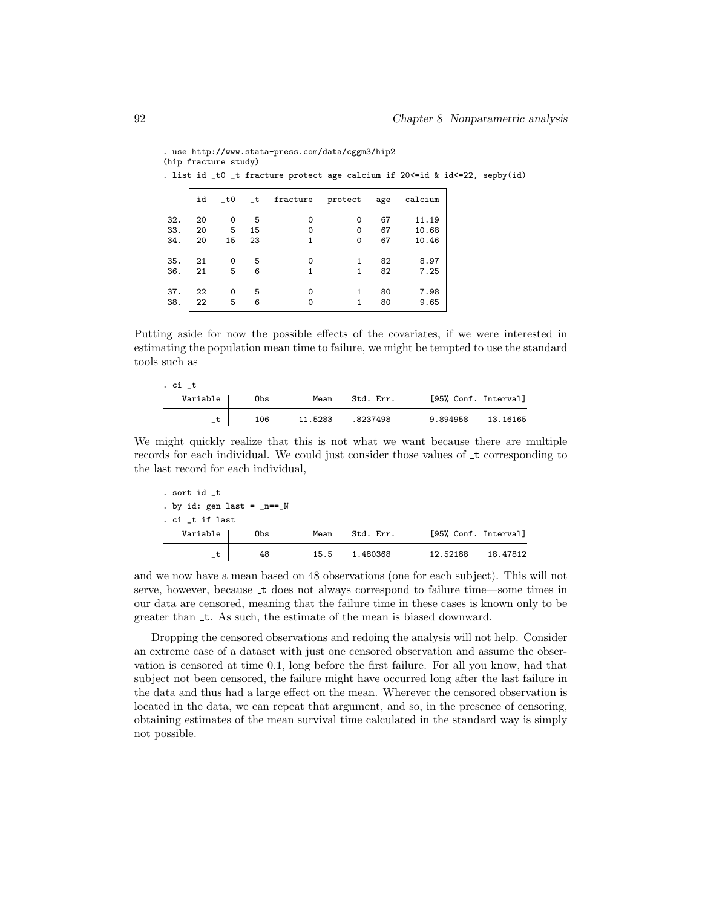```
. use http://www.stata-press.com/data/cggm3/hip2
(hip fracture study)

. list id _t0 _t fracture protect age calcium if 20<=id & id<=22, sepby(id)

     +---------------------------------------------------------+
     | id   _t0   _t   fracture   protect   age   calcium |
     |---------------------------------------------------------|
 32. | 20     0    5          0         0    67     11.19 |
 33. | 20     5   15          0         0    67     10.68 |
 34. | 20    15   23          1         0    67     10.46 |
     |---------------------------------------------------------|
 35. | 21     0    5          0         1    82      8.97 |
 36. | 21     5    6          1         1    82      7.25 |
     |---------------------------------------------------------|
 37. | 22     0    5          0         1    80      7.98 |
 38. | 22     5    6          0         1    80      9.65 |
     +---------------------------------------------------------+
```

Putting aside for now the possible effects of the covariates, if we were interested in estimating the population mean time to failure, we might be tempted to use the standard tools such as

```
. ci _t

    Variable |        Obs        Mean    Std. Err.       [95% Conf. Interval]
-------------+---------------------------------------------------------------
          _t |        106     11.5283    .8237498        9.894958    13.16165
```

We might quickly realize that this is not what we want because there are multiple records for each individual. We could just consider those values of _t corresponding to the last record for each individual,

```
. sort id _t

. by id: gen last = _n==_N

. ci _t if last

    Variable |        Obs        Mean    Std. Err.       [95% Conf. Interval]
-------------+---------------------------------------------------------------
          _t |         48        15.5    1.480368        12.52188    18.47812
```

and we now have a mean based on 48 observations (one for each subject). This will not serve, however, because _t does not always correspond to failure time—some times in our data are censored, meaning that the failure time in these cases is known only to be greater than _t. As such, the estimate of the mean is biased downward.

Dropping the censored observations and redoing the analysis will not help. Consider an extreme case of a dataset with just one censored observation and assume the observation is censored at time 0.1, long before the first failure. For all you know, had that subject not been censored, the failure might have occurred long after the last failure in the data and thus had a large effect on the mean. Wherever the censored observation is located in the data, we can repeat that argument, and so, in the presence of censoring, obtaining estimates of the mean survival time calculated in the standard way is simply not possible.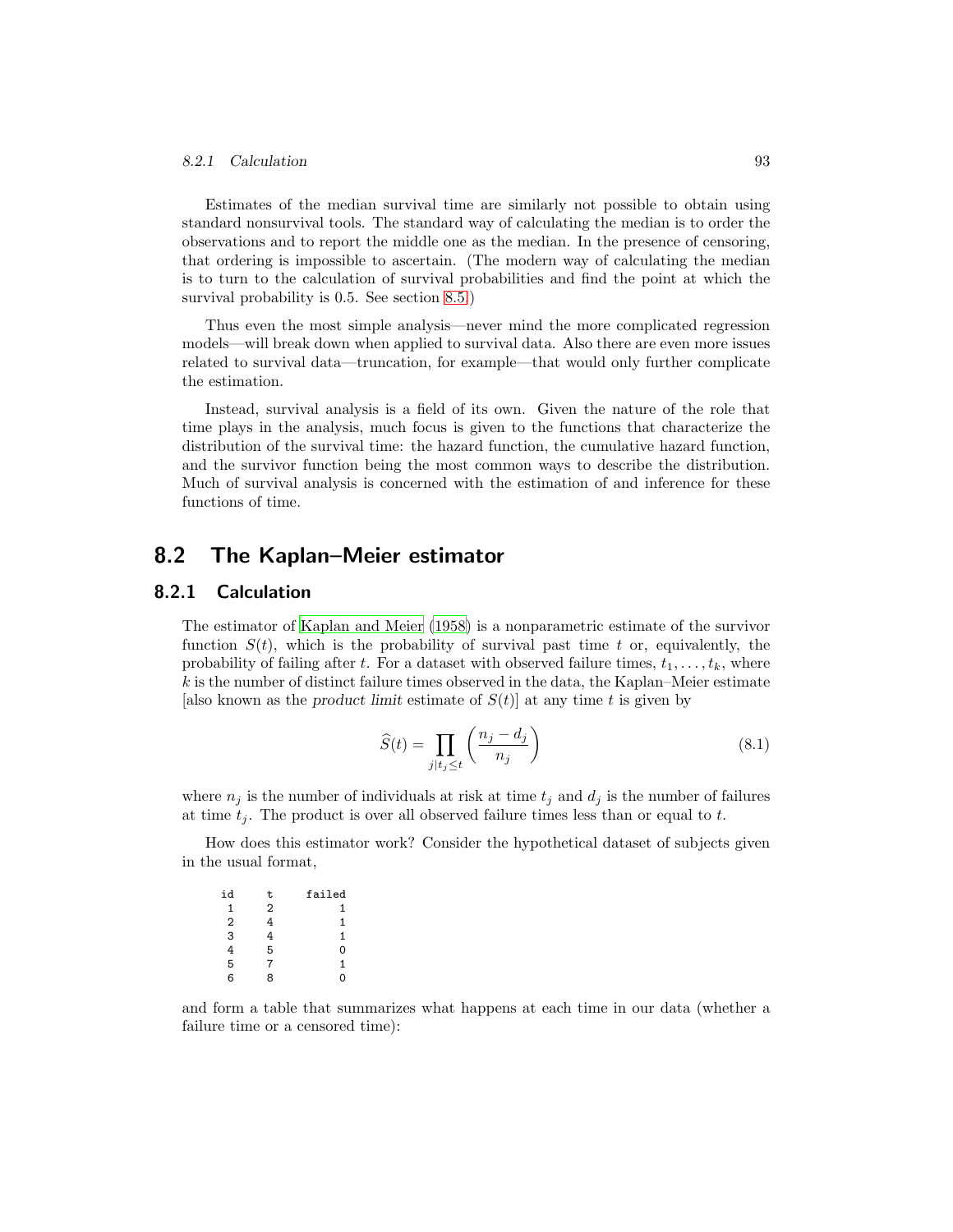Estimates of the median survival time are similarly not possible to obtain using standard nonsurvival tools. The standard way of calculating the median is to order the observations and to report the middle one as the median. In the presence of censoring, that ordering is impossible to ascertain. (The modern way of calculating the median is to turn to the calculation of survival probabilities and find the point at which the survival probability is 0.5. See section 8.5.)

Thus even the most simple analysis—never mind the more complicated regression models—will break down when applied to survival data. Also there are even more issues related to survival data—truncation, for example—that would only further complicate the estimation.

Instead, survival analysis is a field of its own. Given the nature of the role that time plays in the analysis, much focus is given to the functions that characterize the distribution of the survival time: the hazard function, the cumulative hazard function, and the survivor function being the most common ways to describe the distribution. Much of survival analysis is concerned with the estimation of and inference for these functions of time.

## 8.2 The Kaplan–Meier estimator

### 8.2.1 Calculation

The estimator of Kaplan and Meier (1958) is a nonparametric estimate of the survivor function $S(t)$, which is the probability of survival past time $t$ or, equivalently, the probability of failing after $t$. For a dataset with observed failure times, $t_1, \ldots, t_k$, where $k$ is the number of distinct failure times observed in the data, the Kaplan–Meier estimate [also known as the *product limit* estimate of $S(t)$] at any time $t$ is given by

$$\widehat{S}(t) = \prod_{j|t_j \leq t} \left( \frac{n_j - d_j}{n_j} \right) \tag{8.1}$$

where $n_j$ is the number of individuals at risk at time $t_j$ and $d_j$ is the number of failures at time $t_j$. The product is over all observed failure times less than or equal to $t$.

How does this estimator work? Consider the hypothetical dataset of subjects given in the usual format,

```
id    t    failed
 1    2         1
 2    4         1
 3    4         1
 4    5         0
 5    7         1
 6    8         0
```

and form a table that summarizes what happens at each time in our data (whether a failure time or a censored time):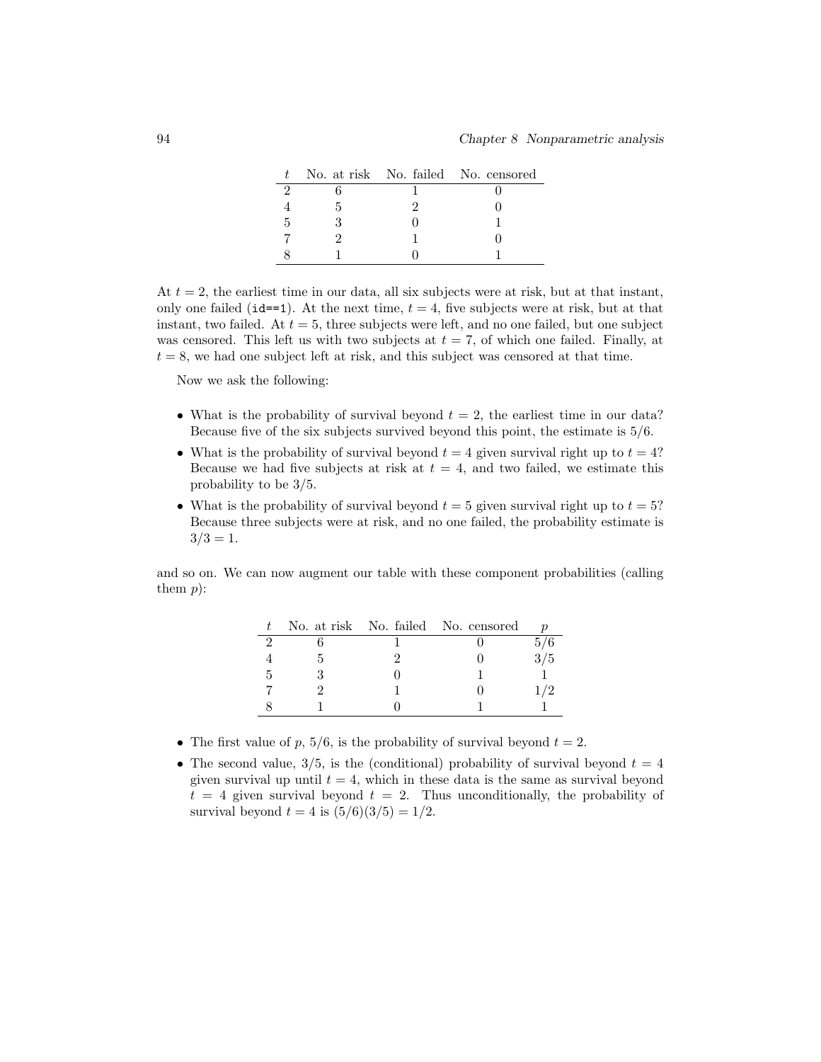| $t$ | No. at risk | No. failed | No. censored |
|---|---|---|---|
| 2 | 6 | 1 | 0 |
| 4 | 5 | 2 | 0 |
| 5 | 3 | 0 | 1 |
| 7 | 2 | 1 | 0 |
| 8 | 1 | 0 | 1 |

At $t = 2$, the earliest time in our data, all six subjects were at risk, but at that instant, only one failed (`id==1`). At the next time, $t = 4$, five subjects were at risk, but at that instant, two failed. At $t = 5$, three subjects were left, and no one failed, but one subject was censored. This left us with two subjects at $t = 7$, of which one failed. Finally, at $t = 8$, we had one subject left at risk, and this subject was censored at that time.

Now we ask the following:

- What is the probability of survival beyond $t = 2$, the earliest time in our data? Because five of the six subjects survived beyond this point, the estimate is $5/6$.
- What is the probability of survival beyond $t = 4$ given survival right up to $t = 4$? Because we had five subjects at risk at $t = 4$, and two failed, we estimate this probability to be $3/5$.
- What is the probability of survival beyond $t = 5$ given survival right up to $t = 5$? Because three subjects were at risk, and no one failed, the probability estimate is $3/3 = 1$.

and so on. We can now augment our table with these component probabilities (calling them $p$):

| $t$ | No. at risk | No. failed | No. censored | $p$ |
|---|---|---|---|---|
| 2 | 6 | 1 | 0 | 5/6 |
| 4 | 5 | 2 | 0 | 3/5 |
| 5 | 3 | 0 | 1 | 1 |
| 7 | 2 | 1 | 0 | 1/2 |
| 8 | 1 | 0 | 1 | 1 |

- The first value of $p$, $5/6$, is the probability of survival beyond $t = 2$.
- The second value, $3/5$, is the (conditional) probability of survival beyond $t = 4$ given survival up until $t = 4$, which in these data is the same as survival beyond $t = 4$ given survival beyond $t = 2$. Thus unconditionally, the probability of survival beyond $t = 4$ is $(5/6)(3/5) = 1/2$.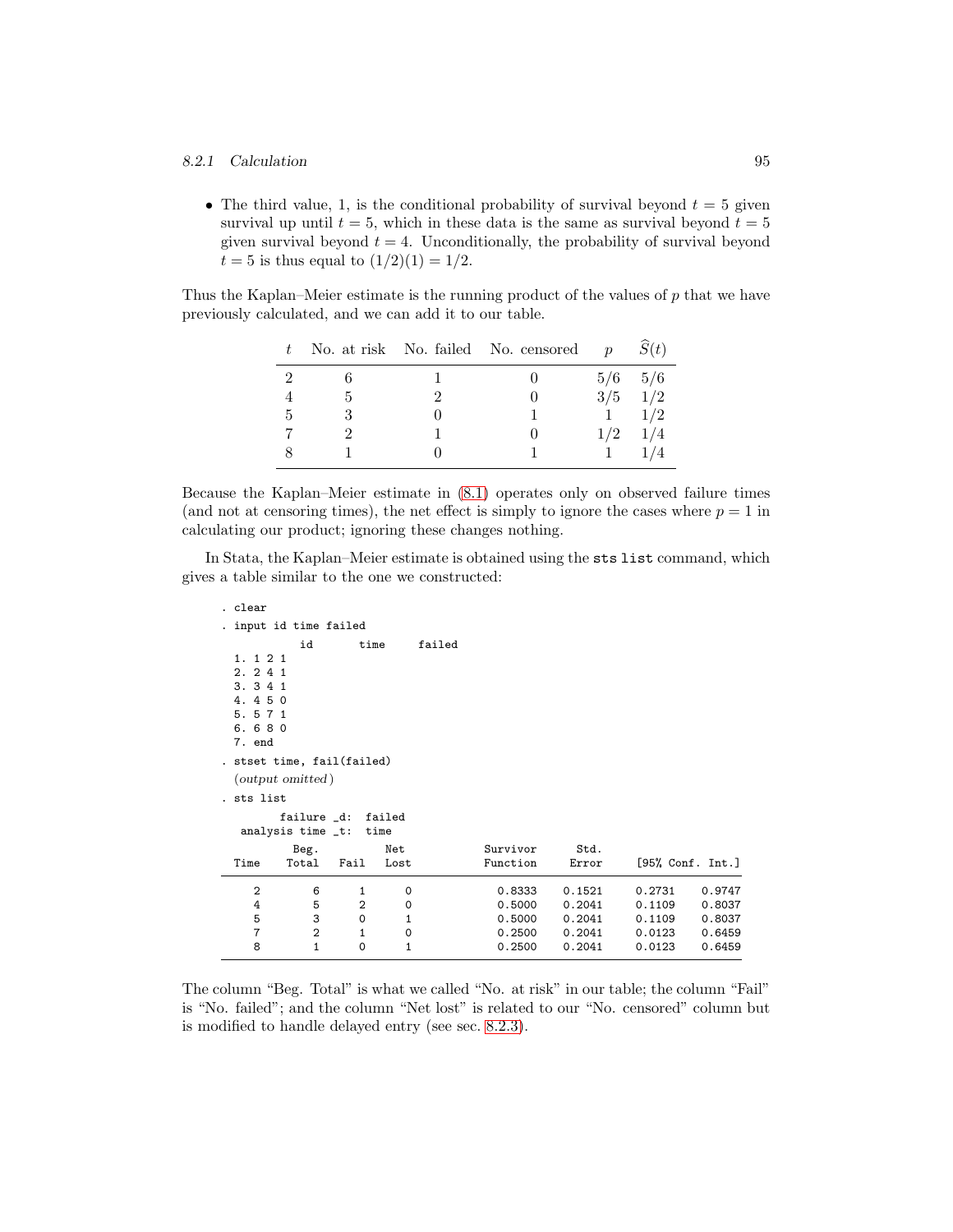- The third value, 1, is the conditional probability of survival beyond $t = 5$ given survival up until $t = 5$, which in these data is the same as survival beyond $t = 5$ given survival beyond $t = 4$. Unconditionally, the probability of survival beyond $t = 5$ is thus equal to $(1/2)(1) = 1/2$.

Thus the Kaplan–Meier estimate is the running product of the values of $p$ that we have previously calculated, and we can add it to our table.

| $t$ | No. at risk | No. failed | No. censored | $p$ | $\widehat{S}(t)$ |
|---|---|---|---|---|---|
| 2 | 6 | 1 | 0 | 5/6 | 5/6 |
| 4 | 5 | 2 | 0 | 3/5 | 1/2 |
| 5 | 3 | 0 | 1 | 1 | 1/2 |
| 7 | 2 | 1 | 0 | 1/2 | 1/4 |
| 8 | 1 | 0 | 1 | 1 | 1/4 |

Because the Kaplan–Meier estimate in (8.1) operates only on observed failure times (and not at censoring times), the net effect is simply to ignore the cases where $p = 1$ in calculating our product; ignoring these changes nothing.

In Stata, the Kaplan–Meier estimate is obtained using the `sts list` command, which gives a table similar to the one we constructed:

```
. clear
. input id time failed
            id        time      failed
  1. 1 2 1
  2. 2 4 1
  3. 3 4 1
  4. 4 5 0
  5. 5 7 1
  6. 6 8 0
  7. end
. stset time, fail(failed)
  (output omitted)
. sts list
        failure _d:  failed
   analysis time _t:  time
           Beg.          Net            Survivor      Std.
  Time    Total   Fail   Lost           Function     Error     [95% Conf. Int.]

     2        6      1      0             0.8333    0.1521     0.2731    0.9747
     4        5      2      0             0.5000    0.2041     0.1109    0.8037
     5        3      0      1             0.5000    0.2041     0.1109    0.8037
     7        2      1      0             0.2500    0.2041     0.0123    0.6459
     8        1      0      1             0.2500    0.2041     0.0123    0.6459
```

The column "Beg. Total" is what we called "No. at risk" in our table; the column "Fail" is "No. failed"; and the column "Net lost" is related to our "No. censored" column but is modified to handle delayed entry (see sec. 8.2.3).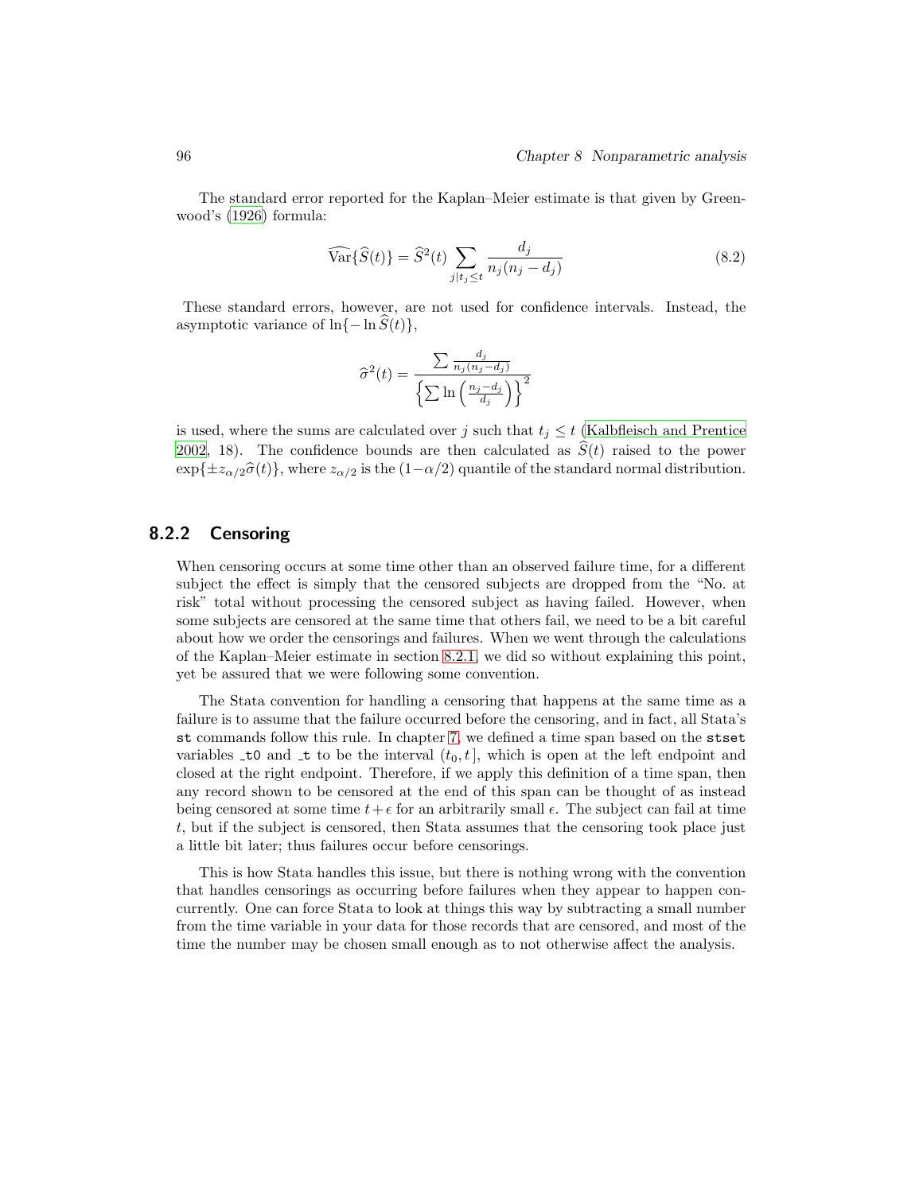The standard error reported for the Kaplan–Meier estimate is that given by Greenwood's (1926) formula:

$$\widehat{\mathrm{Var}}\{\widehat{S}(t)\} = \widehat{S}^2(t) \sum_{j|t_j \le t} \frac{d_j}{n_j(n_j - d_j)} \tag{8.2}$$

These standard errors, however, are not used for confidence intervals. Instead, the asymptotic variance of $\ln\{-\ln \widehat{S}(t)\}$,

$$\widehat{\sigma}^2(t) = \frac{\sum \frac{d_j}{n_j(n_j-d_j)}}{\left\{\sum \ln\left(\frac{n_j - d_j}{d_j}\right)\right\}^2}$$

is used, where the sums are calculated over $j$ such that $t_j \le t$ (Kalbfleisch and Prentice 2002, 18). The confidence bounds are then calculated as $\widehat{S}(t)$ raised to the power $\exp\{\pm z_{\alpha/2}\widehat{\sigma}(t)\}$, where $z_{\alpha/2}$ is the $(1-\alpha/2)$ quantile of the standard normal distribution.

## 8.2.2 Censoring

When censoring occurs at some time other than an observed failure time, for a different subject the effect is simply that the censored subjects are dropped from the "No. at risk" total without processing the censored subject as having failed. However, when some subjects are censored at the same time that others fail, we need to be a bit careful about how we order the censorings and failures. When we went through the calculations of the Kaplan–Meier estimate in section 8.2.1, we did so without explaining this point, yet be assured that we were following some convention.

The Stata convention for handling a censoring that happens at the same time as a failure is to assume that the failure occurred before the censoring, and in fact, all Stata's `st` commands follow this rule. In chapter 7, we defined a time span based on the `stset` variables `_t0` and `_t` to be the interval $(t_0, t\,]$, which is open at the left endpoint and closed at the right endpoint. Therefore, if we apply this definition of a time span, then any record shown to be censored at the end of this span can be thought of as instead being censored at some time $t + \epsilon$ for an arbitrarily small $\epsilon$. The subject can fail at time $t$, but if the subject is censored, then Stata assumes that the censoring took place just a little bit later; thus failures occur before censorings.

This is how Stata handles this issue, but there is nothing wrong with the convention that handles censorings as occurring before failures when they appear to happen concurrently. One can force Stata to look at things this way by subtracting a small number from the time variable in your data for those records that are censored, and most of the time the number may be chosen small enough as to not otherwise affect the analysis.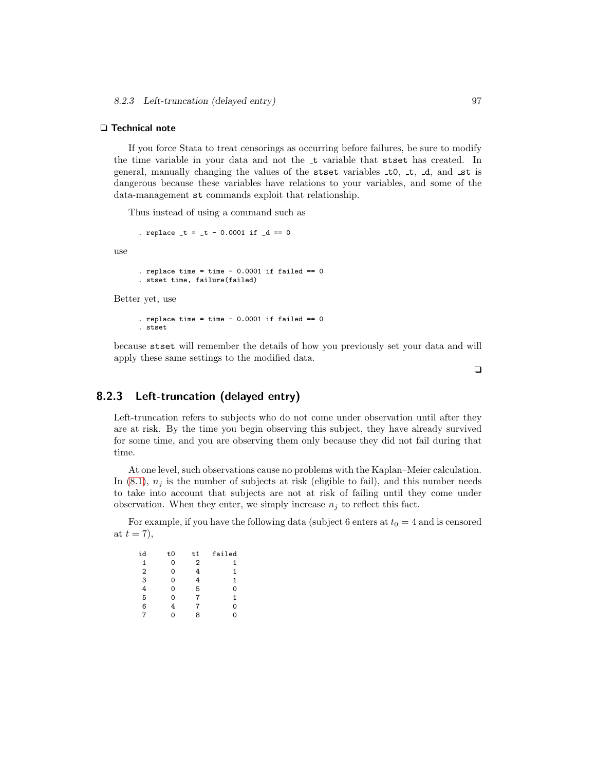### ❑ Technical note

If you force Stata to treat censorings as occurring before failures, be sure to modify the time variable in your data and not the `_t` variable that `stset` has created. In general, manually changing the values of the `stset` variables `_t0`, `_t`, `_d`, and `_st` is dangerous because these variables have relations to your variables, and some of the data-management `st` commands exploit that relationship.

Thus instead of using a command such as

```
. replace _t = _t - 0.0001 if _d == 0
```

use

```
. replace time = time - 0.0001 if failed == 0
. stset time, failure(failed)
```

Better yet, use

```
. replace time = time - 0.0001 if failed == 0
. stset
```

because `stset` will remember the details of how you previously set your data and will apply these same settings to the modified data.

❑

## 8.2.3 Left-truncation (delayed entry)

Left-truncation refers to subjects who do not come under observation until after they are at risk. By the time you begin observing this subject, they have already survived for some time, and you are observing them only because they did not fail during that time.

At one level, such observations cause no problems with the Kaplan–Meier calculation. In (8.1), $n_j$ is the number of subjects at risk (eligible to fail), and this number needs to take into account that subjects are not at risk of failing until they come under observation. When they enter, we simply increase $n_j$ to reflect this fact.

For example, if you have the following data (subject 6 enters at $t_0 = 4$ and is censored at $t = 7$),

```
id    t0    t1   failed
 1     0     2        1
 2     0     4        1
 3     0     4        1
 4     0     5        0
 5     0     7        1
 6     4     7        0
 7     0     8        0
```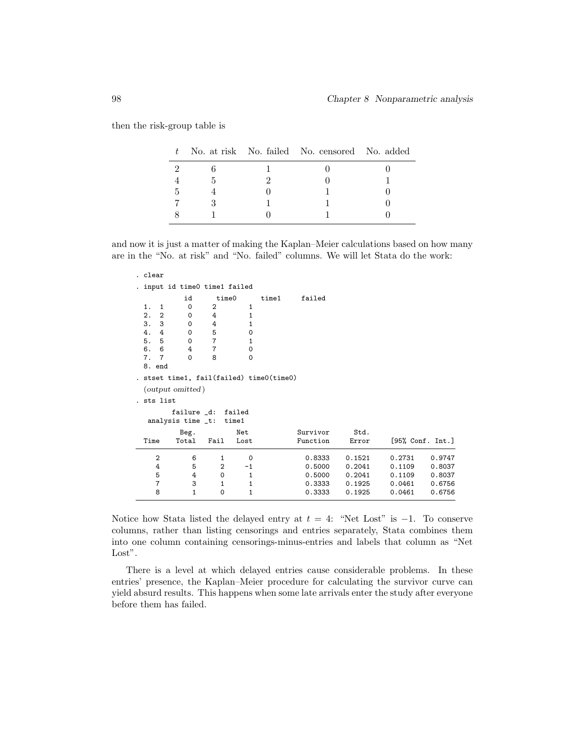then the risk-group table is

| $t$ | No. at risk | No. failed | No. censored | No. added |
|---|---|---|---|---|
| 2 | 6 | 1 | 0 | 0 |
| 4 | 5 | 2 | 0 | 1 |
| 5 | 4 | 0 | 1 | 0 |
| 7 | 3 | 1 | 1 | 0 |
| 8 | 1 | 0 | 1 | 0 |

and now it is just a matter of making the Kaplan–Meier calculations based on how many are in the "No. at risk" and "No. failed" columns. We will let Stata do the work:

```
. clear
. input id time0 time1 failed
            id      time0      time1     failed
  1. 1      0     2        1
  2. 2      0     4        1
  3. 3      0     4        1
  4. 4      0     5        0
  5. 5      0     7        1
  6. 6      4     7        0
  7. 7      0     8        0
  8. end
. stset time1, fail(failed) time0(time0)
  (output omitted)
. sts list
        failure _d:  failed
   analysis time _t:  time1

           Beg.          Net            Survivor      Std.
  Time    Total   Fail   Lost           Function     Error     [95% Conf. Int.]

     2        6      1      0             0.8333    0.1521     0.2731    0.9747
     4        5      2     -1             0.5000    0.2041     0.1109    0.8037
     5        4      0      1             0.5000    0.2041     0.1109    0.8037
     7        3      1      1             0.3333    0.1925     0.0461    0.6756
     8        1      0      1             0.3333    0.1925     0.0461    0.6756
```

Notice how Stata listed the delayed entry at $t = 4$: "Net Lost" is $-1$. To conserve columns, rather than listing censorings and entries separately, Stata combines them into one column containing censorings-minus-entries and labels that column as "Net Lost".

There is a level at which delayed entries cause considerable problems. In these entries' presence, the Kaplan–Meier procedure for calculating the survivor curve can yield absurd results. This happens when some late arrivals enter the study after everyone before them has failed.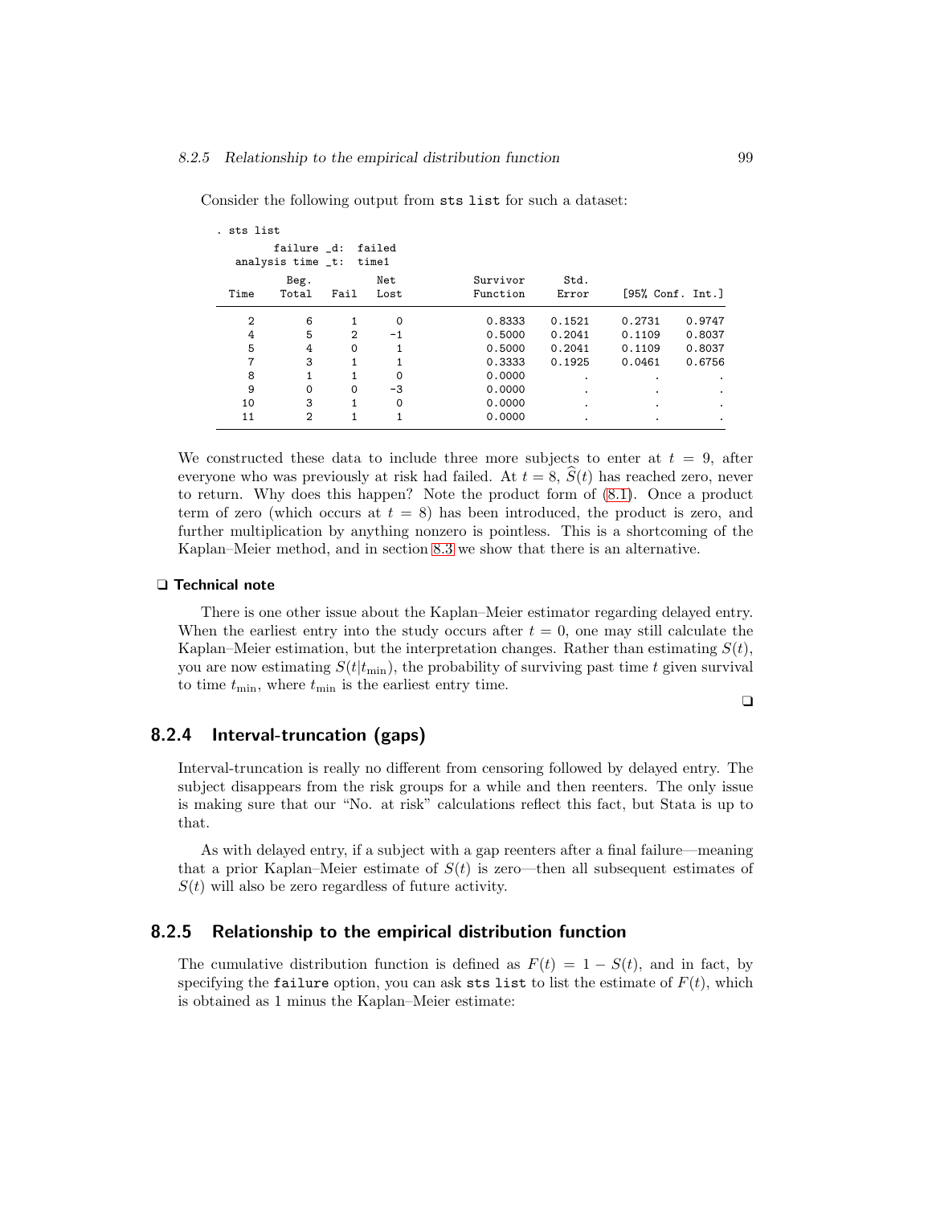Consider the following output from `sts list` for such a dataset:

```
. sts list
        failure _d:  failed
  analysis time _t:  time1
           Beg.          Net            Survivor      Std.
  Time    Total   Fail   Lost           Function     Error     [95% Conf. Int.]
     2        6      1      0             0.8333    0.1521     0.2731    0.9747
     4        5      2     -1             0.5000    0.2041     0.1109    0.8037
     5        4      0      1             0.5000    0.2041     0.1109    0.8037
     7        3      1      1             0.3333    0.1925     0.0461    0.6756
     8        1      1      0             0.0000         .          .         .
     9        0      0     -3             0.0000         .          .         .
    10        3      1      0             0.0000         .          .         .
    11        2      1      1             0.0000         .          .         .
```

We constructed these data to include three more subjects to enter at $t = 9$, after everyone who was previously at risk had failed. At $t = 8$, $\widehat{S}(t)$ has reached zero, never to return. Why does this happen? Note the product form of (8.1). Once a product term of zero (which occurs at $t = 8$) has been introduced, the product is zero, and further multiplication by anything nonzero is pointless. This is a shortcoming of the Kaplan–Meier method, and in section 8.3 we show that there is an alternative.

❑ **Technical note**

There is one other issue about the Kaplan–Meier estimator regarding delayed entry. When the earliest entry into the study occurs after $t = 0$, one may still calculate the Kaplan–Meier estimation, but the interpretation changes. Rather than estimating $S(t)$, you are now estimating $S(t|t_{\min})$, the probability of surviving past time $t$ given survival to time $t_{\min}$, where $t_{\min}$ is the earliest entry time.

❑

### 8.2.4 Interval-truncation (gaps)

Interval-truncation is really no different from censoring followed by delayed entry. The subject disappears from the risk groups for a while and then reenters. The only issue is making sure that our "No. at risk" calculations reflect this fact, but Stata is up to that.

As with delayed entry, if a subject with a gap reenters after a final failure—meaning that a prior Kaplan–Meier estimate of $S(t)$ is zero—then all subsequent estimates of $S(t)$ will also be zero regardless of future activity.

### 8.2.5 Relationship to the empirical distribution function

The cumulative distribution function is defined as $F(t) = 1 - S(t)$, and in fact, by specifying the `failure` option, you can ask `sts list` to list the estimate of $F(t)$, which is obtained as 1 minus the Kaplan–Meier estimate: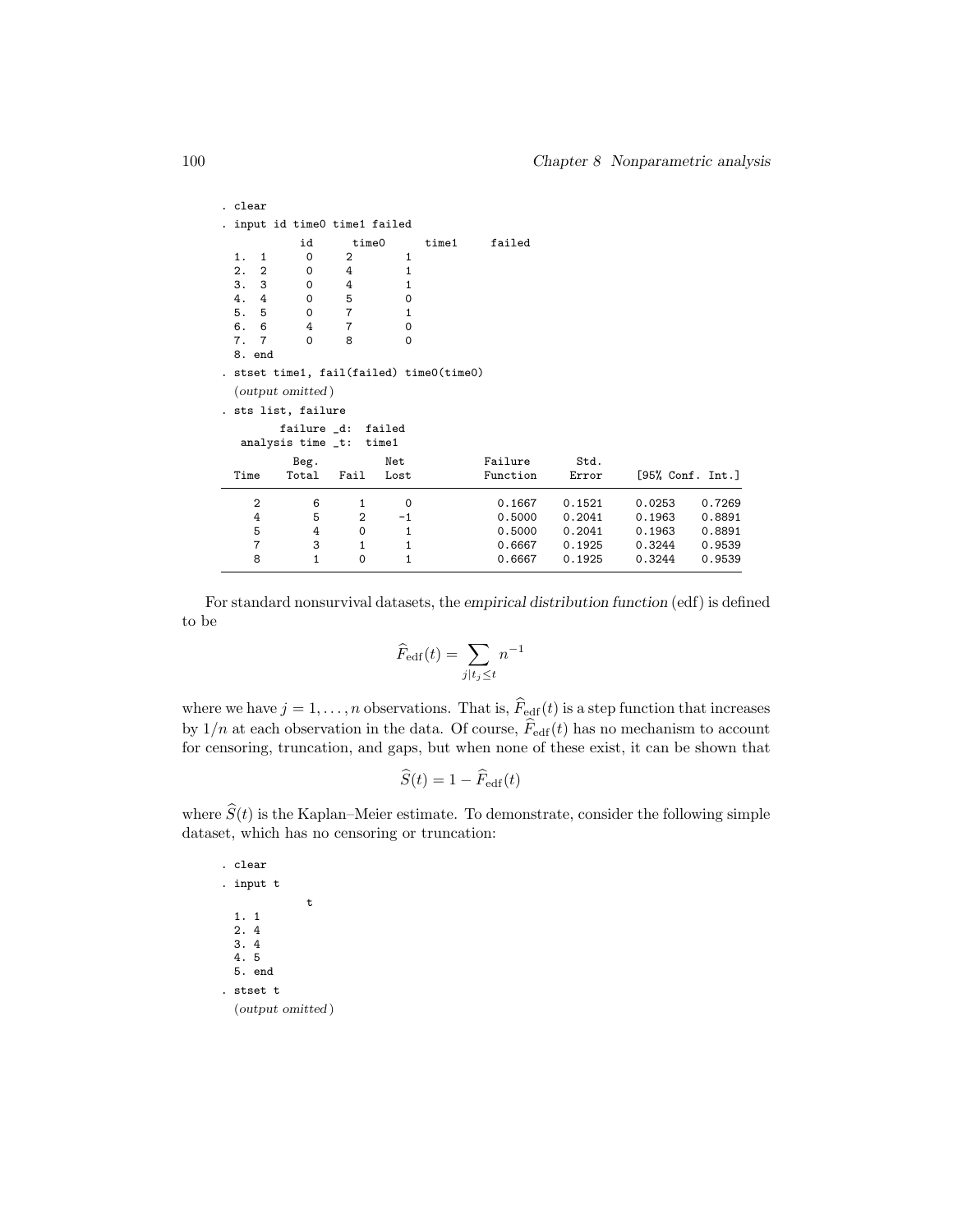```
. clear
. input id time0 time1 failed
            id      time0      time1     failed
  1.  1      0     2        1
  2.  2      0     4        1
  3.  3      0     4        1
  4.  4      0     5        0
  5.  5      0     7        1
  6.  6      4     7        0
  7.  7      0     8        0
  8. end
. stset time1, fail(failed) time0(time0)
  (output omitted)
. sts list, failure
        failure _d:  failed
  analysis time _t:  time1
           Beg.          Net            Failure       Std.
  Time    Total   Fail   Lost           Function      Error     [95% Conf. Int.]
------------------------------------------------------------------------------
     2        6      1      0             0.1667     0.1521     0.0253    0.7269
     4        5      2     -1             0.5000     0.2041     0.1963    0.8891
     5        4      0      1             0.5000     0.2041     0.1963    0.8891
     7        3      1      1             0.6667     0.1925     0.3244    0.9539
     8        1      0      1             0.6667     0.1925     0.3244    0.9539
------------------------------------------------------------------------------
```

For standard nonsurvival datasets, the *empirical distribution function* (edf) is defined to be

$$\widehat{F}_{\mathrm{edf}}(t) = \sum_{j|t_j \le t} n^{-1}$$

where we have $j = 1, \ldots, n$ observations. That is, $\widehat{F}_{\mathrm{edf}}(t)$ is a step function that increases by $1/n$ at each observation in the data. Of course, $\widehat{F}_{\mathrm{edf}}(t)$ has no mechanism to account for censoring, truncation, and gaps, but when none of these exist, it can be shown that

$$\widehat{S}(t) = 1 - \widehat{F}_{\mathrm{edf}}(t)$$

where $\widehat{S}(t)$ is the Kaplan–Meier estimate. To demonstrate, consider the following simple dataset, which has no censoring or truncation:

```
. clear
. input t
             t
  1. 1
  2. 4
  3. 4
  4. 5
  5. end
. stset t
  (output omitted)
```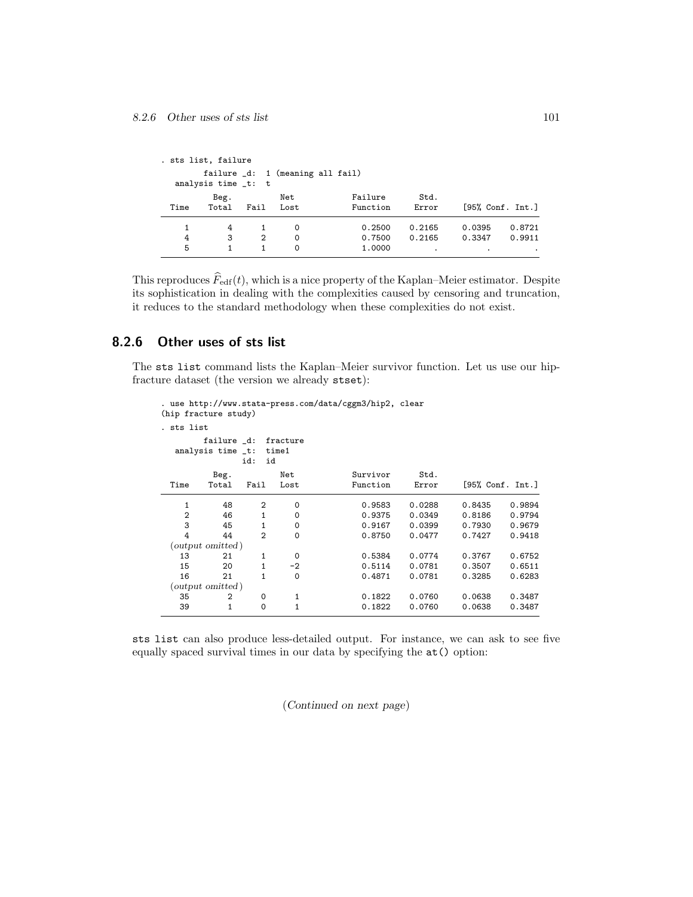```
. sts list, failure
       failure _d:  1 (meaning all fail)
  analysis time _t:  t

         Beg.          Net            Failure      Std.
  Time   Total   Fail   Lost          Function     Error     [95% Conf. Int.]
--------------------------------------------------------------------------------
     1       4      1      0            0.2500    0.2165     0.0395    0.8721
     4       3      2      0            0.7500    0.2165     0.3347    0.9911
     5       1      1      0            1.0000         .          .         .
--------------------------------------------------------------------------------
```

This reproduces $\widehat{F}_{\text{edf}}(t)$, which is a nice property of the Kaplan–Meier estimator. Despite its sophistication in dealing with the complexities caused by censoring and truncation, it reduces to the standard methodology when these complexities do not exist.

### 8.2.6 Other uses of sts list

The `sts list` command lists the Kaplan–Meier survivor function. Let us use our hip-fracture dataset (the version we already `stset`):

```
. use http://www.stata-press.com/data/cggm3/hip2, clear
(hip fracture study)
. sts list
       failure _d:  fracture
  analysis time _t:  time1
                id:  id

         Beg.          Net            Survivor      Std.
  Time   Total   Fail   Lost          Function     Error     [95% Conf. Int.]
--------------------------------------------------------------------------------
     1      48      2      0            0.9583    0.0288     0.8435    0.9894
     2      46      1      0            0.9375    0.0349     0.8186    0.9794
     3      45      1      0            0.9167    0.0399     0.7930    0.9679
     4      44      2      0            0.8750    0.0477     0.7427    0.9418
  (output omitted)
    13      21      1      0            0.5384    0.0774     0.3767    0.6752
    15      20      1     -2            0.5114    0.0781     0.3507    0.6511
    16      21      1      0            0.4871    0.0781     0.3285    0.6283
  (output omitted)
    35       2      0      1            0.1822    0.0760     0.0638    0.3487
    39       1      0      1            0.1822    0.0760     0.0638    0.3487
--------------------------------------------------------------------------------
```

`sts list` can also produce less-detailed output. For instance, we can ask to see five equally spaced survival times in our data by specifying the `at()` option:

(*Continued on next page*)